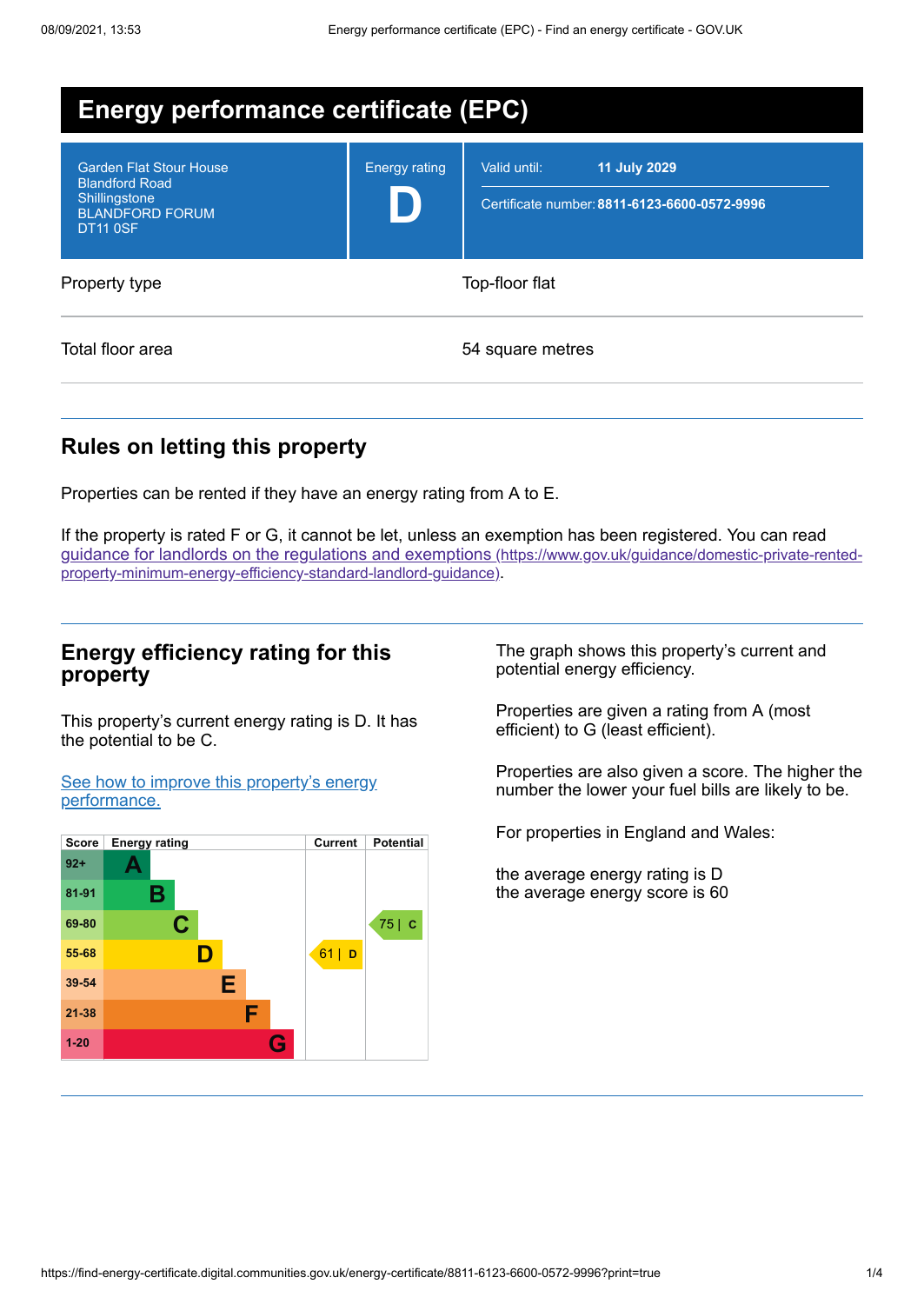# Energy performance certificate (EPC)

| | | |
|---|---|---|
| Garden Flat Stour House<br>Blandford Road<br>Shillingstone<br>BLANDFORD FORUM<br>DT11 0SF | Energy rating<br>**D** | Valid until: **11 July 2029**<br>Certificate number: **8811-6123-6600-0572-9996** |

| | |
|---|---|
| Property type | Top-floor flat |
| Total floor area | 54 square metres |

## Rules on letting this property

Properties can be rented if they have an energy rating from A to E.

If the property is rated F or G, it cannot be let, unless an exemption has been registered. You can read guidance for landlords on the regulations and exemptions (https://www.gov.uk/guidance/domestic-private-rented-property-minimum-energy-efficiency-standard-landlord-guidance).

## Energy efficiency rating for this property

This property's current energy rating is D. It has the potential to be C.

See how to improve this property's energy performance.

| Score | Energy rating | Current | Potential |
|---|---|---|---|
| 92+ | A | | |
| 81-91 | B | | |
| 69-80 | C | | 75 \| C |
| 55-68 | D | 61 \| D | |
| 39-54 | E | | |
| 21-38 | F | | |
| 1-20 | G | | |

The graph shows this property's current and potential energy efficiency.

Properties are given a rating from A (most efficient) to G (least efficient).

Properties are also given a score. The higher the number the lower your fuel bills are likely to be.

For properties in England and Wales:

the average energy rating is D
the average energy score is 60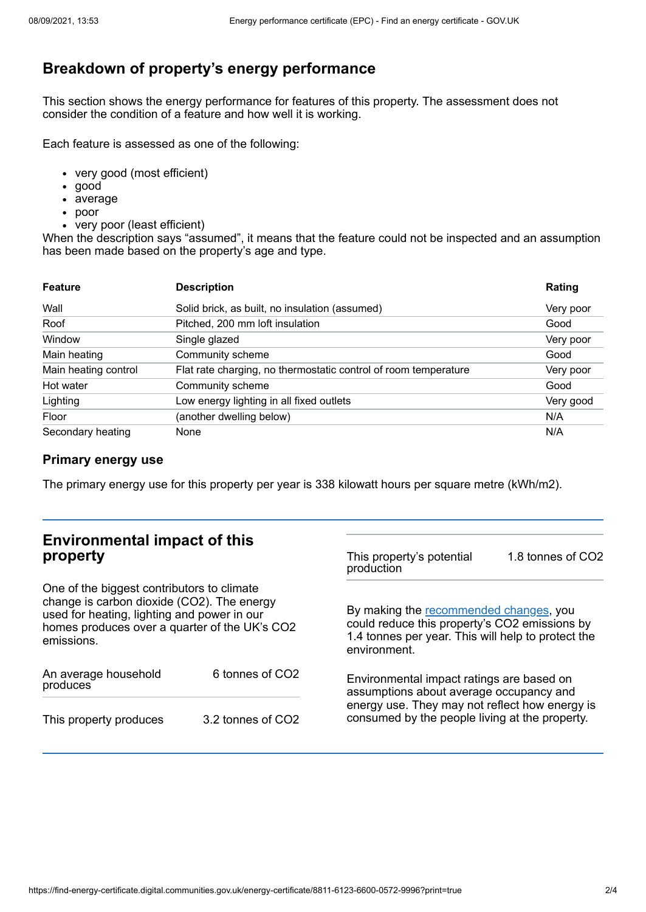## Breakdown of property's energy performance

This section shows the energy performance for features of this property. The assessment does not consider the condition of a feature and how well it is working.

Each feature is assessed as one of the following:

- very good (most efficient)
- good
- average
- poor
- very poor (least efficient)

When the description says "assumed", it means that the feature could not be inspected and an assumption has been made based on the property's age and type.

| Feature | Description | Rating |
|---|---|---|
| Wall | Solid brick, as built, no insulation (assumed) | Very poor |
| Roof | Pitched, 200 mm loft insulation | Good |
| Window | Single glazed | Very poor |
| Main heating | Community scheme | Good |
| Main heating control | Flat rate charging, no thermostatic control of room temperature | Very poor |
| Hot water | Community scheme | Good |
| Lighting | Low energy lighting in all fixed outlets | Very good |
| Floor | (another dwelling below) | N/A |
| Secondary heating | None | N/A |

### Primary energy use

The primary energy use for this property per year is 338 kilowatt hours per square metre (kWh/m2).

## Environmental impact of this property

One of the biggest contributors to climate change is carbon dioxide ($CO_2$). The energy used for heating, lighting and power in our homes produces over a quarter of the UK's $CO_2$ emissions.

| | |
|---|---|
| An average household produces | 6 tonnes of $CO_2$ |
| This property produces | 3.2 tonnes of $CO_2$ |
| This property's potential production | 1.8 tonnes of $CO_2$ |

By making the recommended changes, you could reduce this property's $CO_2$ emissions by 1.4 tonnes per year. This will help to protect the environment.

Environmental impact ratings are based on assumptions about average occupancy and energy use. They may not reflect how energy is consumed by the people living at the property.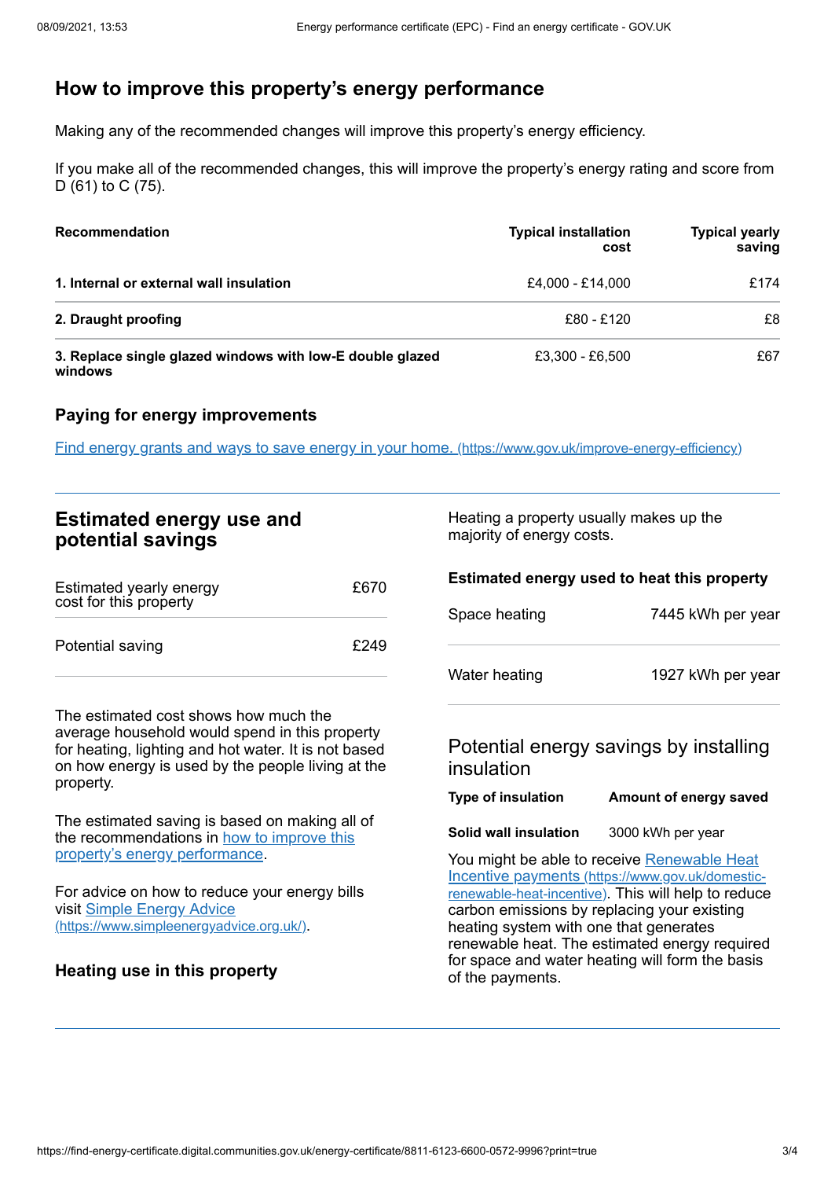## How to improve this property's energy performance

Making any of the recommended changes will improve this property's energy efficiency.

If you make all of the recommended changes, this will improve the property's energy rating and score from D (61) to C (75).

| Recommendation | Typical installation cost | Typical yearly saving |
|---|---|---|
| **1. Internal or external wall insulation** | £4,000 - £14,000 | £174 |
| **2. Draught proofing** | £80 - £120 | £8 |
| **3. Replace single glazed windows with low-E double glazed windows** | £3,300 - £6,500 | £67 |

### Paying for energy improvements

[Find energy grants and ways to save energy in your home. (https://www.gov.uk/improve-energy-efficiency)](https://www.gov.uk/improve-energy-efficiency)

## Estimated energy use and potential savings

| | |
|---|---|
| Estimated yearly energy cost for this property | £670 |
| Potential saving | £249 |

The estimated cost shows how much the average household would spend in this property for heating, lighting and hot water. It is not based on how energy is used by the people living at the property.

The estimated saving is based on making all of the recommendations in [how to improve this property's energy performance](#).

For advice on how to reduce your energy bills visit [Simple Energy Advice (https://www.simpleenergyadvice.org.uk/)](https://www.simpleenergyadvice.org.uk/).

### Heating use in this property

Heating a property usually makes up the majority of energy costs.

#### Estimated energy used to heat this property

| | |
|---|---|
| Space heating | 7445 kWh per year |
| Water heating | 1927 kWh per year |

### Potential energy savings by installing insulation

| Type of insulation | Amount of energy saved |
|---|---|
| **Solid wall insulation** | 3000 kWh per year |

You might be able to receive [Renewable Heat Incentive payments (https://www.gov.uk/domestic-renewable-heat-incentive)](https://www.gov.uk/domestic-renewable-heat-incentive). This will help to reduce carbon emissions by replacing your existing heating system with one that generates renewable heat. The estimated energy required for space and water heating will form the basis of the payments.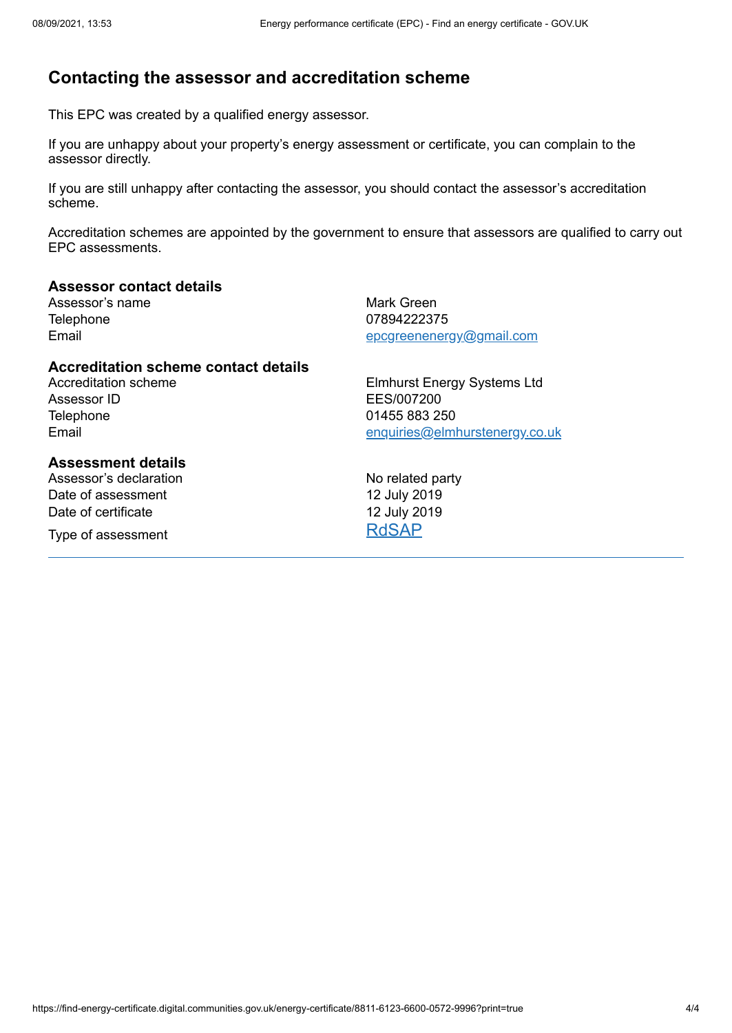## Contacting the assessor and accreditation scheme

This EPC was created by a qualified energy assessor.

If you are unhappy about your property's energy assessment or certificate, you can complain to the assessor directly.

If you are still unhappy after contacting the assessor, you should contact the assessor's accreditation scheme.

Accreditation schemes are appointed by the government to ensure that assessors are qualified to carry out EPC assessments.

### Assessor contact details

| | |
|---|---|
| Assessor's name | Mark Green |
| Telephone | 07894222375 |
| Email | epcgreenenergy@gmail.com |

### Accreditation scheme contact details

| | |
|---|---|
| Accreditation scheme | Elmhurst Energy Systems Ltd |
| Assessor ID | EES/007200 |
| Telephone | 01455 883 250 |
| Email | enquiries@elmhurstenergy.co.uk |

### Assessment details

| | |
|---|---|
| Assessor's declaration | No related party |
| Date of assessment | 12 July 2019 |
| Date of certificate | 12 July 2019 |
| Type of assessment | RdSAP |